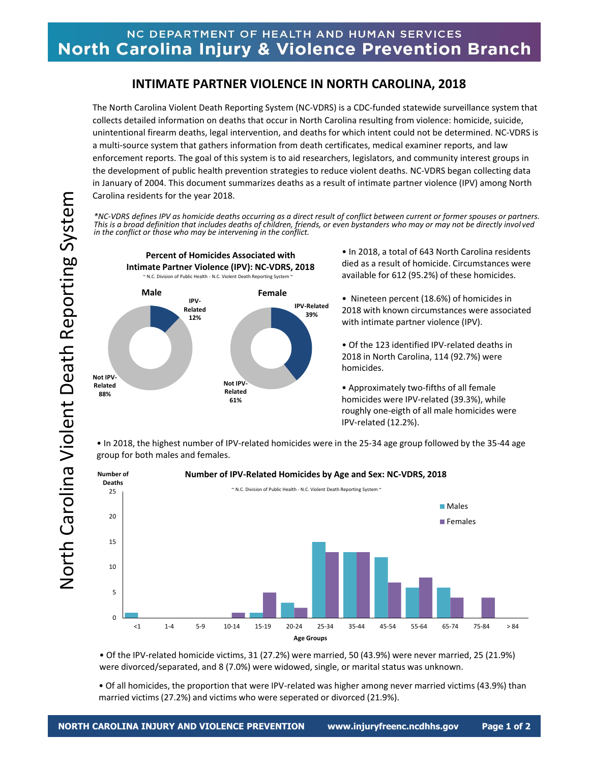# INTIMATE PARTNER VIOLENCE IN NORTH CAROLINA, 2018

The North Carolina Violent Death Reporting System (NC-VDRS) is a CDC-funded statewide surveillance system that collects detailed information on deaths that occur in North Carolina resulting from violence: homicide, suicide, unintentional firearm deaths, legal intervention, and deaths for which intent could not be determined. NC-VDRS is a multi-source system that gathers information from death certificates, medical examiner reports, and law enforcement reports. The goal of this system is to aid researchers, legislators, and community interest groups in the development of public health prevention strategies to reduce violent deaths. NC-VDRS began collecting data in January of 2004. This document summarizes deaths as a result of intimate partner violence (IPV) among North Carolina residents for the year 2018.

*\*NC-VDRS defines IPV as homicide deaths occurring as a direct result of conflict between current or former spouses or partners. This is a broad definition that includes deaths of children, friends, or even bystanders who may or may not be directly involved in the conflict or those who may be intervening in the conflict.*

**Percent of Homicides Associated with Intimate Partner Violence (IPV): NC-VDRS, 2018**

~ N.C. Division of Public Health - N.C. Violent Death Reporting System ~

| | IPV-Related | Not IPV-Related |
|---|---|---|
| Male | 12% | 88% |
| Female | 39% | 61% |

- In 2018, a total of 643 North Carolina residents died as a result of homicide. Circumstances were available for 612 (95.2%) of these homicides.
- Nineteen percent (18.6%) of homicides in 2018 with known circumstances were associated with intimate partner violence (IPV).
- Of the 123 identified IPV-related deaths in 2018 in North Carolina, 114 (92.7%) were homicides.
- Approximately two-fifths of all female homicides were IPV-related (39.3%), while roughly one-eigth of all male homicides were IPV-related (12.2%).

- In 2018, the highest number of IPV-related homicides were in the 25-34 age group followed by the 35-44 age group for both males and females.

**Number of IPV-Related Homicides by Age and Sex: NC-VDRS, 2018**

~ N.C. Division of Public Health - N.C. Violent Death Reporting System ~

| Age Groups | Males | Females |
|---|---|---|
| <1 | 1 | 0 |
| 1-4 | 0 | 0 |
| 5-9 | 0 | 0 |
| 10-14 | 0 | 1 |
| 15-19 | 1 | 5 |
| 20-24 | 3 | 2 |
| 25-34 | 15 | 13 |
| 35-44 | 13 | 13 |
| 45-54 | 12 | 7 |
| 55-64 | 6 | 8 |
| 65-74 | 6 | 4 |
| 75-84 | 0 | 4 |
| > 84 | 0 | 0 |

- Of the IPV-related homicide victims, 31 (27.2%) were married, 50 (43.9%) were never married, 25 (21.9%) were divorced/separated, and 8 (7.0%) were widowed, single, or marital status was unknown.
- Of all homicides, the proportion that were IPV-related was higher among never married victims (43.9%) than married victims (27.2%) and victims who were seperated or divorced (21.9%).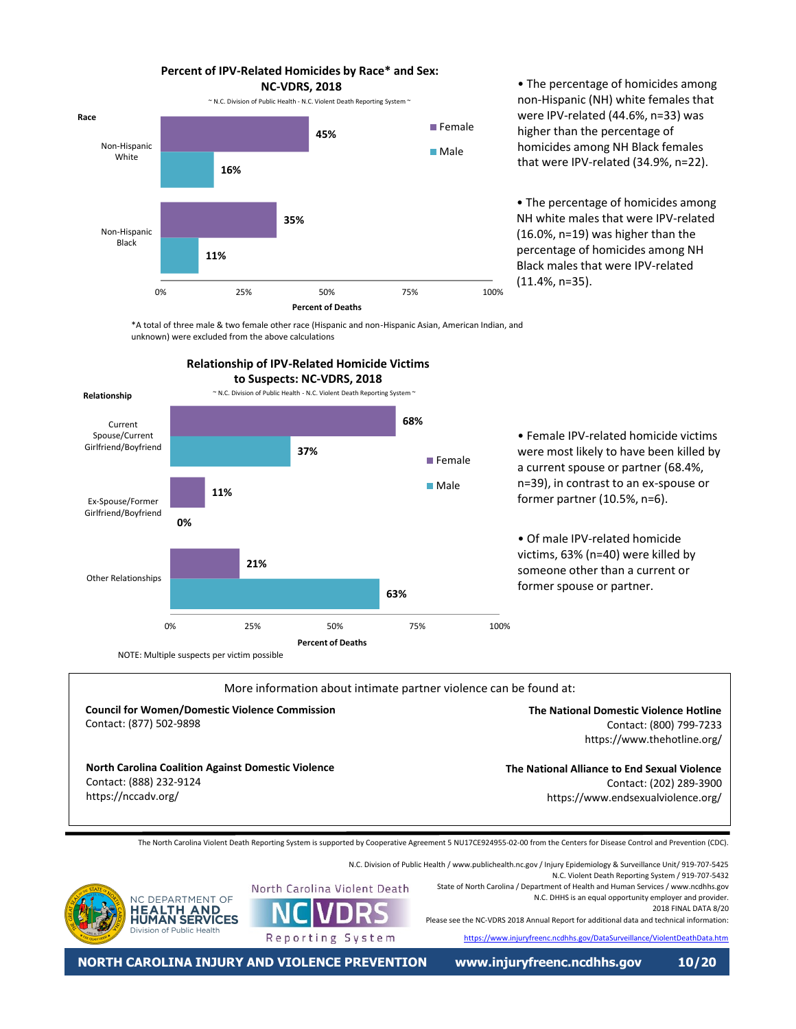**Percent of IPV-Related Homicides by Race* and Sex: NC-VDRS, 2018**

~ N.C. Division of Public Health - N.C. Violent Death Reporting System ~

Race

Female
Male

Non-Hispanic White
45%
16%

Non-Hispanic Black
35%
11%

0%
25%
50%
75%
100%

Percent of Deaths

*A total of three male & two female other race (Hispanic and non-Hispanic Asian, American Indian, and unknown) were excluded from the above calculations

- The percentage of homicides among non-Hispanic (NH) white females that were IPV-related (44.6%, n=33) was higher than the percentage of homicides among NH Black females that were IPV-related (34.9%, n=22).

- The percentage of homicides among NH white males that were IPV-related (16.0%, n=19) was higher than the percentage of homicides among NH Black males that were IPV-related (11.4%, n=35).

**Relationship of IPV-Related Homicide Victims to Suspects: NC-VDRS, 2018**

~ N.C. Division of Public Health - N.C. Violent Death Reporting System ~

Relationship

Female
Male

Current Spouse/Current Girlfriend/Boyfriend
68%
37%

Ex-Spouse/Former Girlfriend/Boyfriend
11%
0%

Other Relationships
21%
63%

0%
25%
50%
75%
100%

Percent of Deaths

NOTE: Multiple suspects per victim possible

- Female IPV-related homicide victims were most likely to have been killed by a current spouse or partner (68.4%, n=39), in contrast to an ex-spouse or former partner (10.5%, n=6).

- Of male IPV-related homicide victims, 63% (n=40) were killed by someone other than a current or former spouse or partner.

More information about intimate partner violence can be found at:

**Council for Women/Domestic Violence Commission**
Contact: (877) 502-9898

**The National Domestic Violence Hotline**
Contact: (800) 799-7233
https://www.thehotline.org/

**North Carolina Coalition Against Domestic Violence**
Contact: (888) 232-9124
https://nccadv.org/

**The National Alliance to End Sexual Violence**
Contact: (202) 289-3900
https://www.endsexualviolence.org/

The North Carolina Violent Death Reporting System is supported by Cooperative Agreement 5 NU17CE924955-02-00 from the Centers for Disease Control and Prevention (CDC).

N.C. Division of Public Health / www.publichealth.nc.gov / Injury Epidemiology & Surveillance Unit/ 919-707-5425
N.C. Violent Death Reporting System / 919-707-5432
State of North Carolina / Department of Health and Human Services / www.ncdhhs.gov
N.C. DHHS is an equal opportunity employer and provider.
2018 FINAL DATA 8/20
Please see the NC-VDRS 2018 Annual Report for additional data and technical information:
https://www.injuryfreenc.ncdhhs.gov/DataSurveillance/ViolentDeathData.htm

NC DEPARTMENT OF HEALTH AND HUMAN SERVICES
Division of Public Health

North Carolina Violent Death Reporting System (NC VDRS)

NORTH CAROLINA INJURY AND VIOLENCE PREVENTION www.injuryfreenc.ncdhhs.gov 10/20